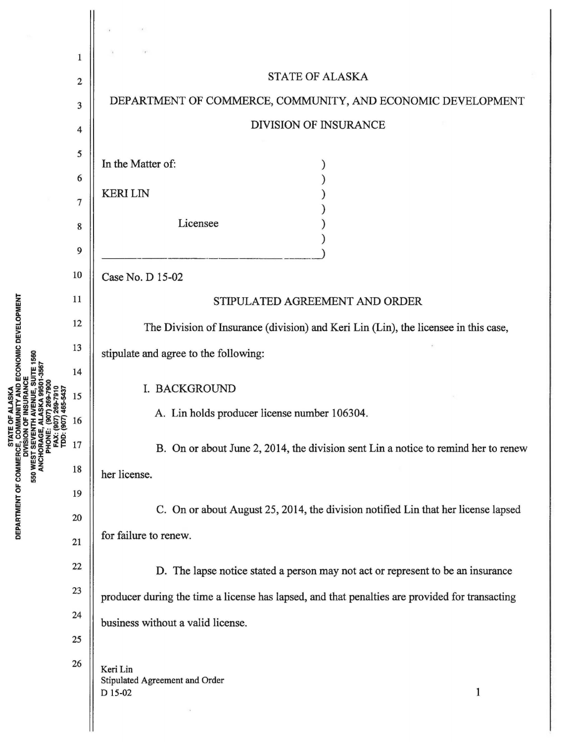# STATE OF ALASKA

## DEPARTMENT OF COMMERCE, COMMUNITY, AND ECONOMIC DEVELOPMENT

## DIVISION OF INSURANCE

In the Matter of:

KERI LIN

Licensee

Case No. D 15-02

### STIPULATED AGREEMENT AND ORDER

The Division of Insurance (division) and Keri Lin (Lin), the licensee in this case, stipulate and agree to the following:

I. BACKGROUND

A. Lin holds producer license number 106304.

B. On or about June 2, 2014, the division sent Lin a notice to remind her to renew her license.

C. On or about August 25, 2014, the division notified Lin that her license lapsed for failure to renew.

D. The lapse notice stated a person may not act or represent to be an insurance producer during the time a license has lapsed, and that penalties are provided for transacting business without a valid license.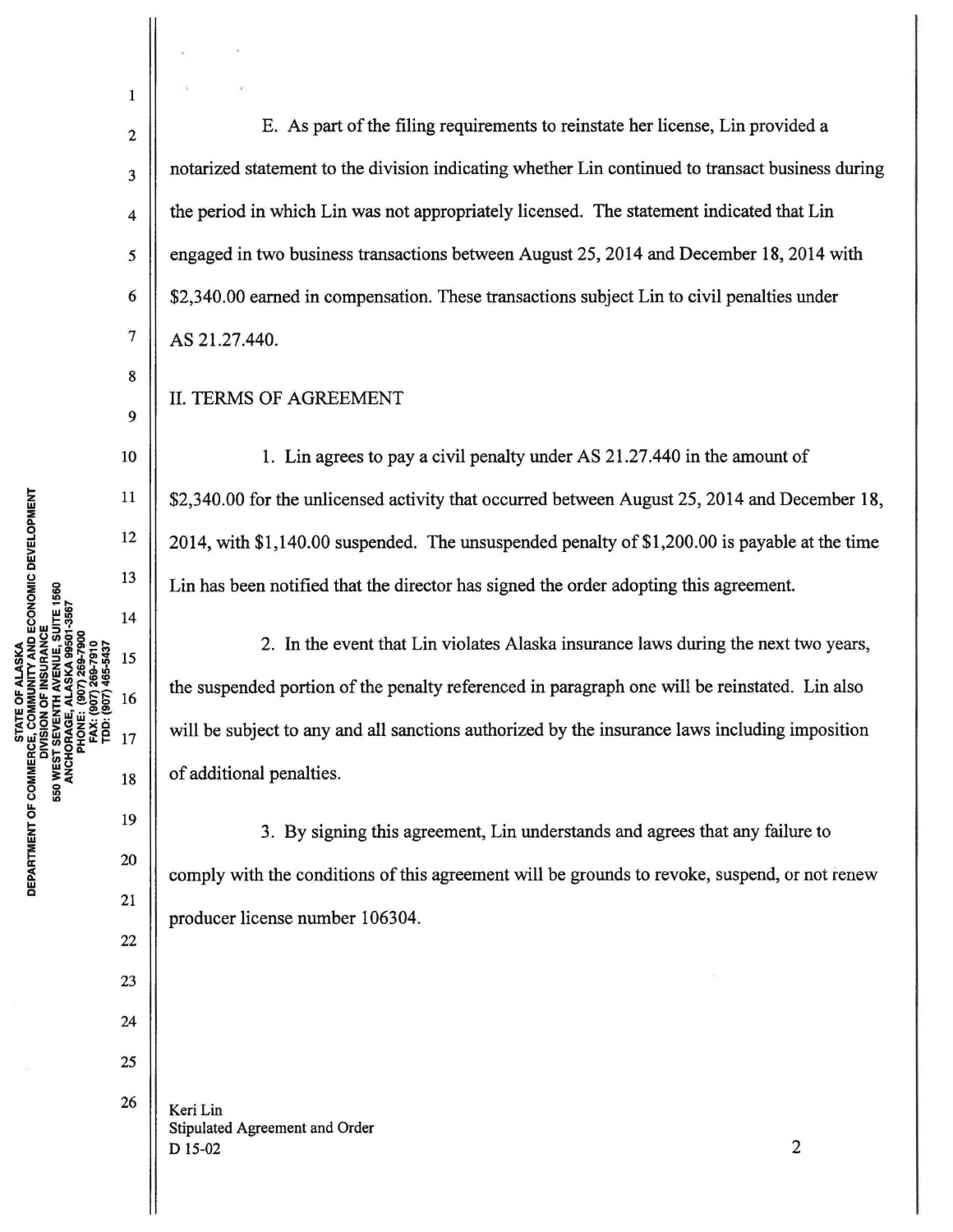E. As part of the filing requirements to reinstate her license, Lin provided a notarized statement to the division indicating whether Lin continued to transact business during the period in which Lin was not appropriately licensed. The statement indicated that Lin engaged in two business transactions between August 25, 2014 and December 18, 2014 with $2,340.00 earned in compensation. These transactions subject Lin to civil penalties under AS 21.27.440.

## II. TERMS OF AGREEMENT

1. Lin agrees to pay a civil penalty under AS 21.27.440 in the amount of $2,340.00 for the unlicensed activity that occurred between August 25, 2014 and December 18, 2014, with $1,140.00 suspended. The unsuspended penalty of $1,200.00 is payable at the time Lin has been notified that the director has signed the order adopting this agreement.

2. In the event that Lin violates Alaska insurance laws during the next two years, the suspended portion of the penalty referenced in paragraph one will be reinstated. Lin also will be subject to any and all sanctions authorized by the insurance laws including imposition of additional penalties.

3. By signing this agreement, Lin understands and agrees that any failure to comply with the conditions of this agreement will be grounds to revoke, suspend, or not renew producer license number 106304.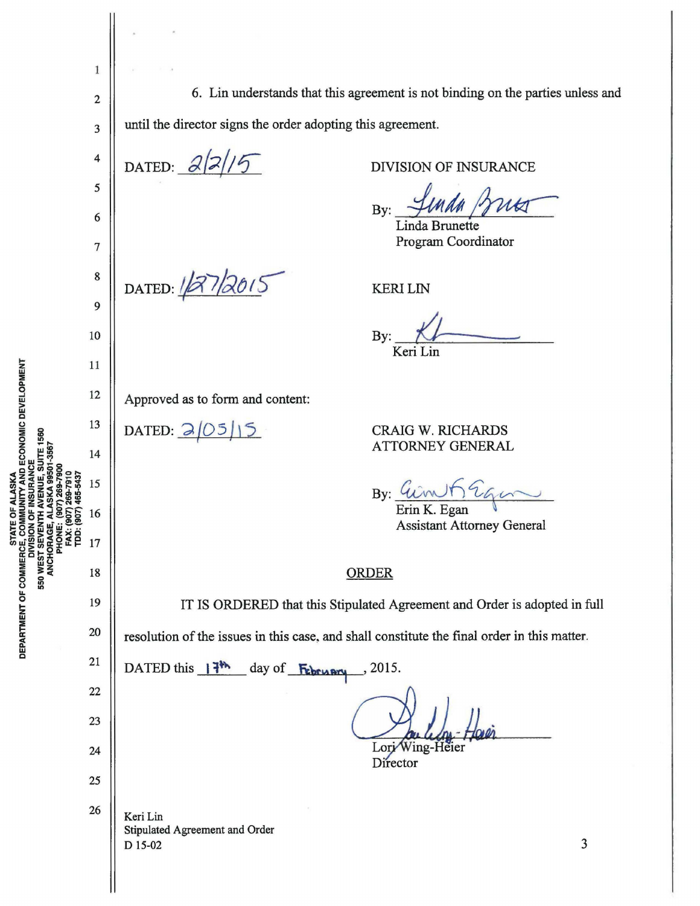6. Lin understands that this agreement is not binding on the parties unless and until the director signs the order adopting this agreement.

DATED: 2/2/15

DIVISION OF INSURANCE

By: Linda Brunette
Linda Brunette
Program Coordinator

DATED: 1/27/2015

KERI LIN

By: KL
Keri Lin

Approved as to form and content:

DATED: 2/05/15

CRAIG W. RICHARDS
ATTORNEY GENERAL

By: Erin K. Egan
Erin K. Egan
Assistant Attorney General

## ORDER

IT IS ORDERED that this Stipulated Agreement and Order is adopted in full resolution of the issues in this case, and shall constitute the final order in this matter.

DATED this 17th day of February, 2015.

Lori Wing-Heier
Lori Wing-Heier
Director

Keri Lin
Stipulated Agreement and Order
D 15-02